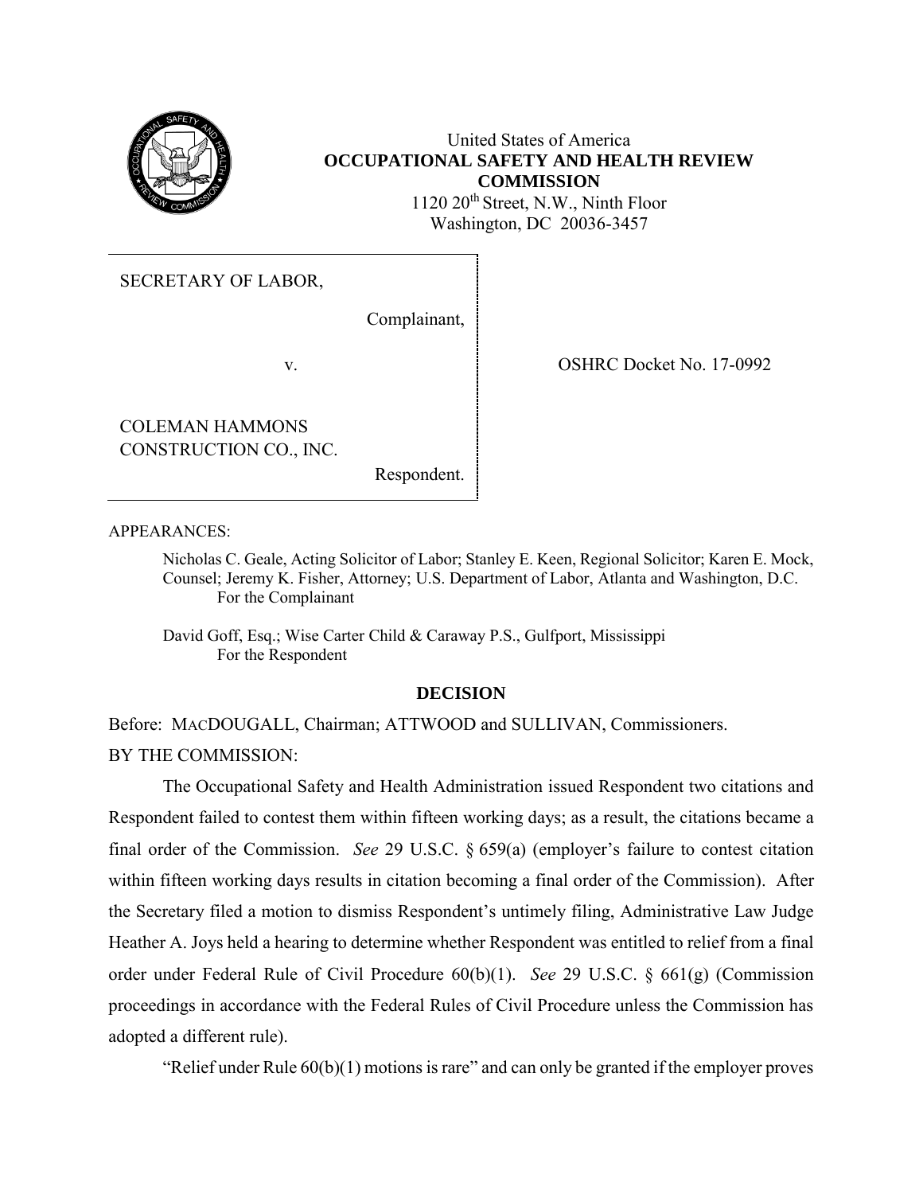United States of America
**OCCUPATIONAL SAFETY AND HEALTH REVIEW COMMISSION**
1120 20th Street, N.W., Ninth Floor
Washington, DC 20036-3457

SECRETARY OF LABOR,

Complainant,

v.

COLEMAN HAMMONS CONSTRUCTION CO., INC.

Respondent.

OSHRC Docket No. 17-0992

APPEARANCES:

Nicholas C. Geale, Acting Solicitor of Labor; Stanley E. Keen, Regional Solicitor; Karen E. Mock, Counsel; Jeremy K. Fisher, Attorney; U.S. Department of Labor, Atlanta and Washington, D.C.
For the Complainant

David Goff, Esq.; Wise Carter Child & Caraway P.S., Gulfport, Mississippi
For the Respondent

## DECISION

Before: MACDOUGALL, Chairman; ATTWOOD and SULLIVAN, Commissioners.

BY THE COMMISSION:

The Occupational Safety and Health Administration issued Respondent two citations and Respondent failed to contest them within fifteen working days; as a result, the citations became a final order of the Commission. *See* 29 U.S.C. § 659(a) (employer's failure to contest citation within fifteen working days results in citation becoming a final order of the Commission). After the Secretary filed a motion to dismiss Respondent's untimely filing, Administrative Law Judge Heather A. Joys held a hearing to determine whether Respondent was entitled to relief from a final order under Federal Rule of Civil Procedure 60(b)(1). *See* 29 U.S.C. § 661(g) (Commission proceedings in accordance with the Federal Rules of Civil Procedure unless the Commission has adopted a different rule).

"Relief under Rule 60(b)(1) motions is rare" and can only be granted if the employer proves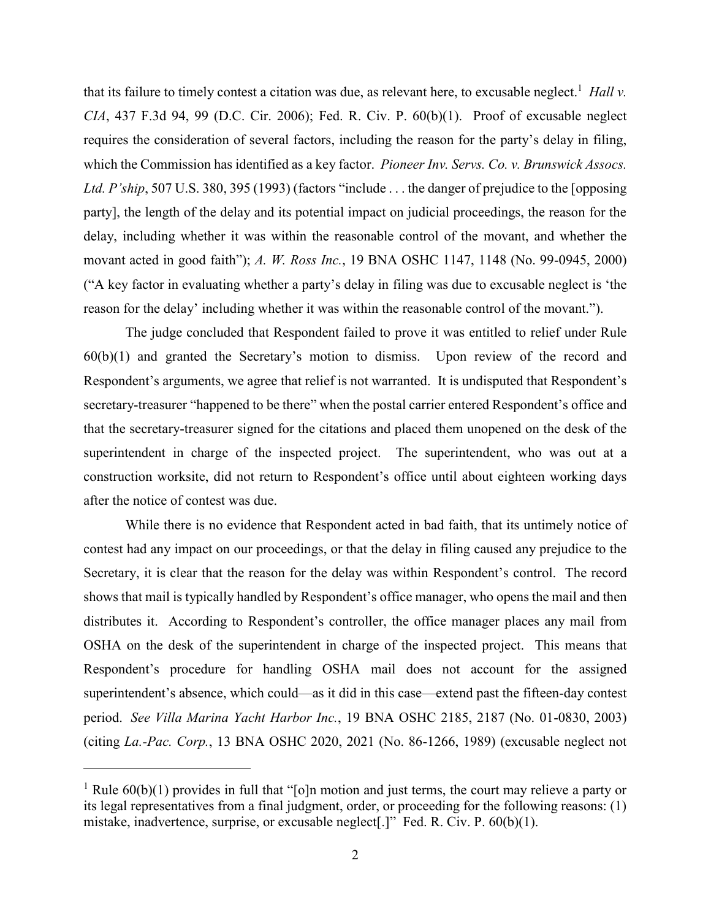that its failure to timely contest a citation was due, as relevant here, to excusable neglect.[1] *Hall v. CIA*, 437 F.3d 94, 99 (D.C. Cir. 2006); Fed. R. Civ. P. 60(b)(1). Proof of excusable neglect requires the consideration of several factors, including the reason for the party's delay in filing, which the Commission has identified as a key factor. *Pioneer Inv. Servs. Co. v. Brunswick Assocs. Ltd. P'ship*, 507 U.S. 380, 395 (1993) (factors "include . . . the danger of prejudice to the [opposing party], the length of the delay and its potential impact on judicial proceedings, the reason for the delay, including whether it was within the reasonable control of the movant, and whether the movant acted in good faith"); *A. W. Ross Inc.*, 19 BNA OSHC 1147, 1148 (No. 99-0945, 2000) ("A key factor in evaluating whether a party's delay in filing was due to excusable neglect is 'the reason for the delay' including whether it was within the reasonable control of the movant.").

The judge concluded that Respondent failed to prove it was entitled to relief under Rule 60(b)(1) and granted the Secretary's motion to dismiss. Upon review of the record and Respondent's arguments, we agree that relief is not warranted. It is undisputed that Respondent's secretary-treasurer "happened to be there" when the postal carrier entered Respondent's office and that the secretary-treasurer signed for the citations and placed them unopened on the desk of the superintendent in charge of the inspected project. The superintendent, who was out at a construction worksite, did not return to Respondent's office until about eighteen working days after the notice of contest was due.

While there is no evidence that Respondent acted in bad faith, that its untimely notice of contest had any impact on our proceedings, or that the delay in filing caused any prejudice to the Secretary, it is clear that the reason for the delay was within Respondent's control. The record shows that mail is typically handled by Respondent's office manager, who opens the mail and then distributes it. According to Respondent's controller, the office manager places any mail from OSHA on the desk of the superintendent in charge of the inspected project. This means that Respondent's procedure for handling OSHA mail does not account for the assigned superintendent's absence, which could—as it did in this case—extend past the fifteen-day contest period. *See Villa Marina Yacht Harbor Inc.*, 19 BNA OSHC 2185, 2187 (No. 01-0830, 2003) (citing *La.-Pac. Corp.*, 13 BNA OSHC 2020, 2021 (No. 86-1266, 1989) (excusable neglect not

---

[1] Rule 60(b)(1) provides in full that "[o]n motion and just terms, the court may relieve a party or its legal representatives from a final judgment, order, or proceeding for the following reasons: (1) mistake, inadvertence, surprise, or excusable neglect[.]" Fed. R. Civ. P. 60(b)(1).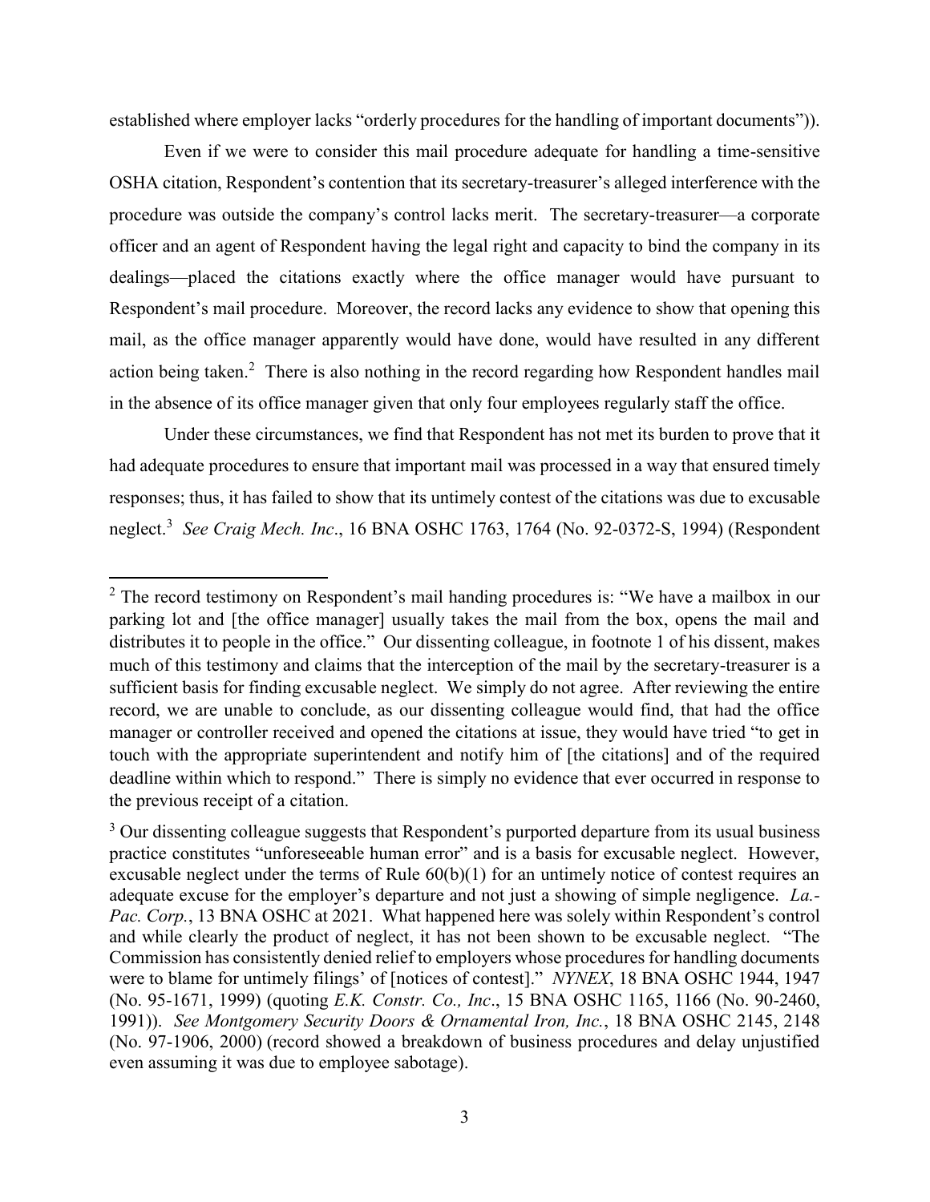established where employer lacks "orderly procedures for the handling of important documents")).

Even if we were to consider this mail procedure adequate for handling a time-sensitive OSHA citation, Respondent's contention that its secretary-treasurer's alleged interference with the procedure was outside the company's control lacks merit. The secretary-treasurer—a corporate officer and an agent of Respondent having the legal right and capacity to bind the company in its dealings—placed the citations exactly where the office manager would have pursuant to Respondent's mail procedure. Moreover, the record lacks any evidence to show that opening this mail, as the office manager apparently would have done, would have resulted in any different action being taken.[2] There is also nothing in the record regarding how Respondent handles mail in the absence of its office manager given that only four employees regularly staff the office.

Under these circumstances, we find that Respondent has not met its burden to prove that it had adequate procedures to ensure that important mail was processed in a way that ensured timely responses; thus, it has failed to show that its untimely contest of the citations was due to excusable neglect.[3] *See Craig Mech. Inc*., 16 BNA OSHC 1763, 1764 (No. 92-0372-S, 1994) (Respondent

---

[2] The record testimony on Respondent's mail handing procedures is: "We have a mailbox in our parking lot and [the office manager] usually takes the mail from the box, opens the mail and distributes it to people in the office." Our dissenting colleague, in footnote 1 of his dissent, makes much of this testimony and claims that the interception of the mail by the secretary-treasurer is a sufficient basis for finding excusable neglect. We simply do not agree. After reviewing the entire record, we are unable to conclude, as our dissenting colleague would find, that had the office manager or controller received and opened the citations at issue, they would have tried "to get in touch with the appropriate superintendent and notify him of [the citations] and of the required deadline within which to respond." There is simply no evidence that ever occurred in response to the previous receipt of a citation.

[3] Our dissenting colleague suggests that Respondent's purported departure from its usual business practice constitutes "unforeseeable human error" and is a basis for excusable neglect. However, excusable neglect under the terms of Rule 60(b)(1) for an untimely notice of contest requires an adequate excuse for the employer's departure and not just a showing of simple negligence. *La.-Pac. Corp.*, 13 BNA OSHC at 2021. What happened here was solely within Respondent's control and while clearly the product of neglect, it has not been shown to be excusable neglect. "The Commission has consistently denied relief to employers whose procedures for handling documents were to blame for untimely filings' of [notices of contest]." *NYNEX*, 18 BNA OSHC 1944, 1947 (No. 95-1671, 1999) (quoting *E.K. Constr. Co., Inc*., 15 BNA OSHC 1165, 1166 (No. 90-2460, 1991)). *See Montgomery Security Doors & Ornamental Iron, Inc.*, 18 BNA OSHC 2145, 2148 (No. 97-1906, 2000) (record showed a breakdown of business procedures and delay unjustified even assuming it was due to employee sabotage).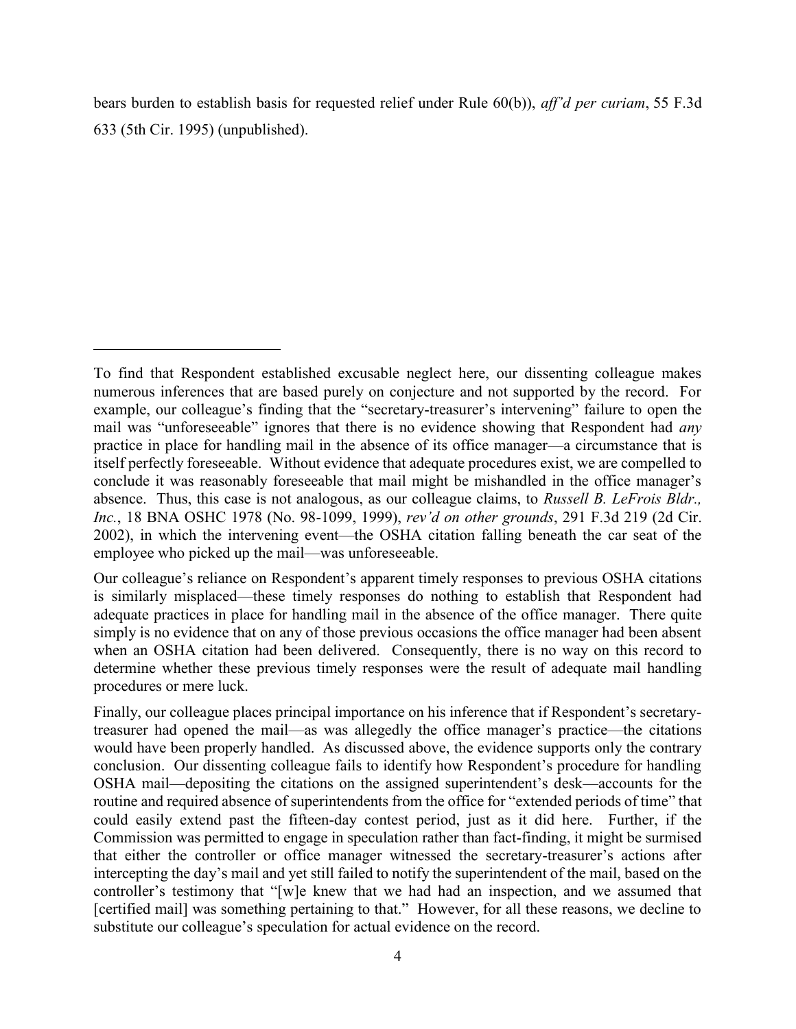bears burden to establish basis for requested relief under Rule 60(b)), *aff'd per curiam*, 55 F.3d 633 (5th Cir. 1995) (unpublished).

---

To find that Respondent established excusable neglect here, our dissenting colleague makes numerous inferences that are based purely on conjecture and not supported by the record. For example, our colleague's finding that the "secretary-treasurer's intervening" failure to open the mail was "unforeseeable" ignores that there is no evidence showing that Respondent had *any* practice in place for handling mail in the absence of its office manager—a circumstance that is itself perfectly foreseeable. Without evidence that adequate procedures exist, we are compelled to conclude it was reasonably foreseeable that mail might be mishandled in the office manager's absence. Thus, this case is not analogous, as our colleague claims, to *Russell B. LeFrois Bldr., Inc.*, 18 BNA OSHC 1978 (No. 98-1099, 1999), *rev'd on other grounds*, 291 F.3d 219 (2d Cir. 2002), in which the intervening event—the OSHA citation falling beneath the car seat of the employee who picked up the mail—was unforeseeable.

Our colleague's reliance on Respondent's apparent timely responses to previous OSHA citations is similarly misplaced—these timely responses do nothing to establish that Respondent had adequate practices in place for handling mail in the absence of the office manager. There quite simply is no evidence that on any of those previous occasions the office manager had been absent when an OSHA citation had been delivered. Consequently, there is no way on this record to determine whether these previous timely responses were the result of adequate mail handling procedures or mere luck.

Finally, our colleague places principal importance on his inference that if Respondent's secretary-treasurer had opened the mail—as was allegedly the office manager's practice—the citations would have been properly handled. As discussed above, the evidence supports only the contrary conclusion. Our dissenting colleague fails to identify how Respondent's procedure for handling OSHA mail—depositing the citations on the assigned superintendent's desk—accounts for the routine and required absence of superintendents from the office for "extended periods of time" that could easily extend past the fifteen-day contest period, just as it did here. Further, if the Commission was permitted to engage in speculation rather than fact-finding, it might be surmised that either the controller or office manager witnessed the secretary-treasurer's actions after intercepting the day's mail and yet still failed to notify the superintendent of the mail, based on the controller's testimony that "[w]e knew that we had had an inspection, and we assumed that [certified mail] was something pertaining to that." However, for all these reasons, we decline to substitute our colleague's speculation for actual evidence on the record.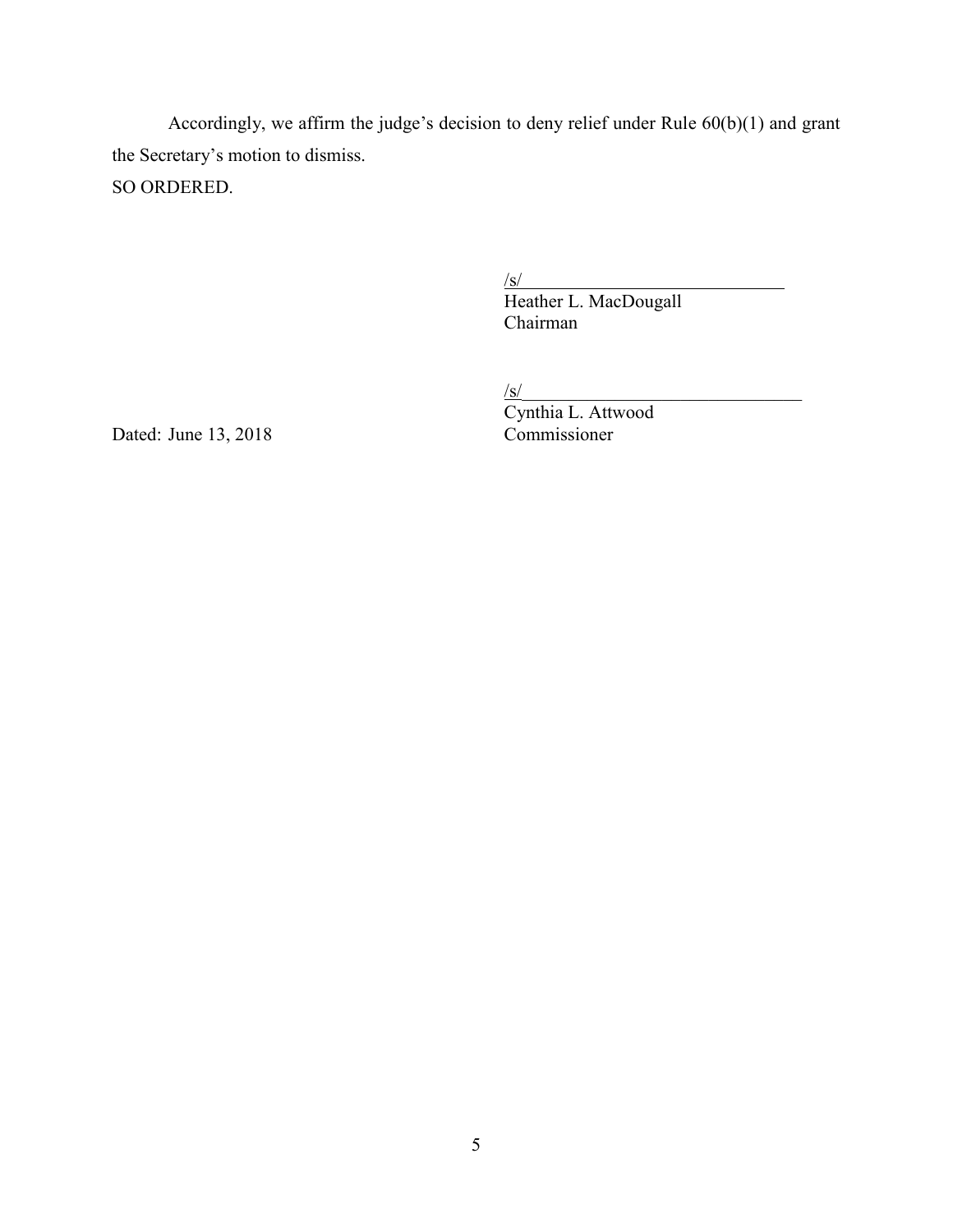Accordingly, we affirm the judge's decision to deny relief under Rule 60(b)(1) and grant the Secretary's motion to dismiss.

SO ORDERED.

/s/
Heather L. MacDougall
Chairman

/s/
Cynthia L. Attwood
Commissioner

Dated: June 13, 2018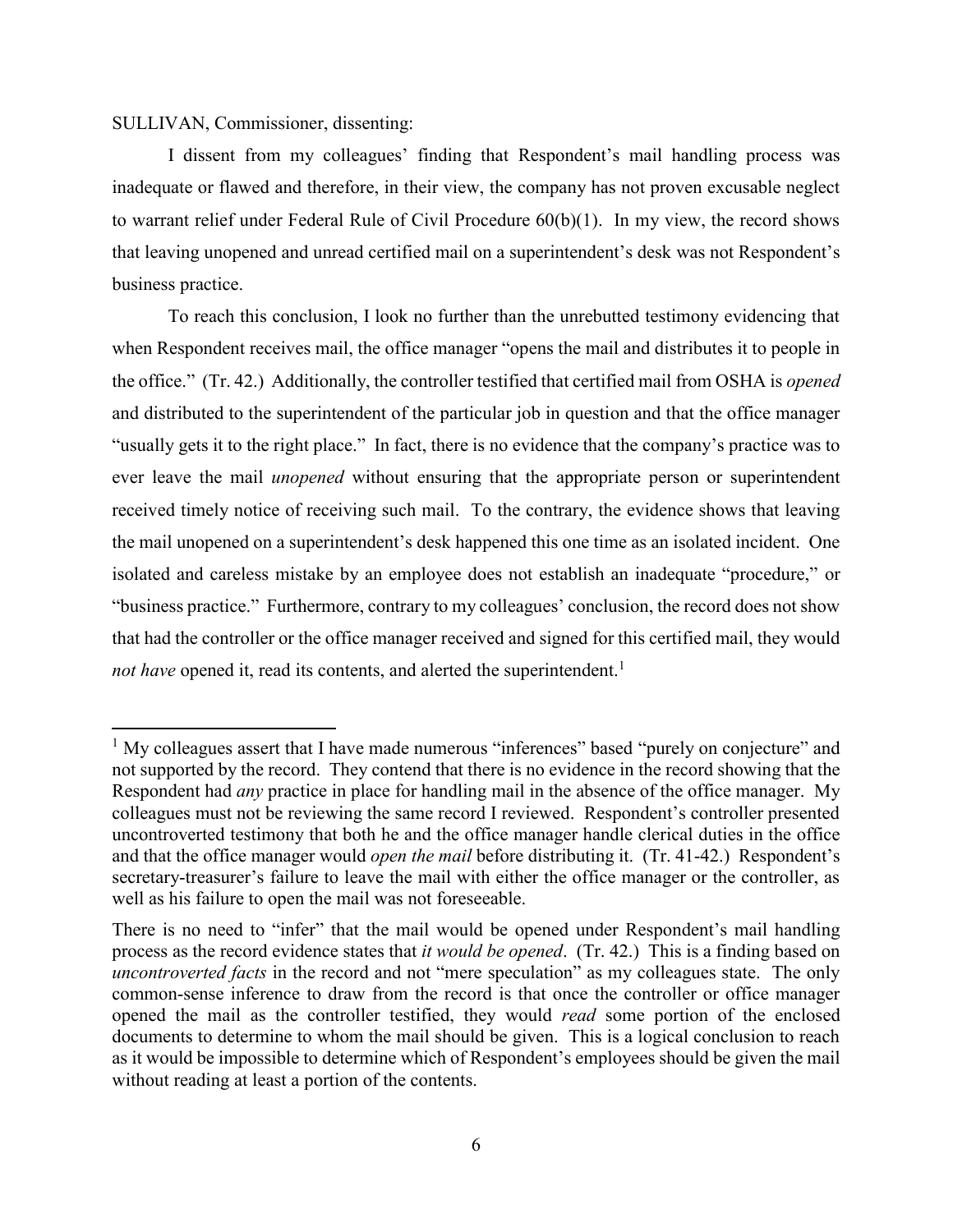SULLIVAN, Commissioner, dissenting:

I dissent from my colleagues' finding that Respondent's mail handling process was inadequate or flawed and therefore, in their view, the company has not proven excusable neglect to warrant relief under Federal Rule of Civil Procedure 60(b)(1). In my view, the record shows that leaving unopened and unread certified mail on a superintendent's desk was not Respondent's business practice.

To reach this conclusion, I look no further than the unrebutted testimony evidencing that when Respondent receives mail, the office manager "opens the mail and distributes it to people in the office." (Tr. 42.) Additionally, the controller testified that certified mail from OSHA is *opened* and distributed to the superintendent of the particular job in question and that the office manager "usually gets it to the right place." In fact, there is no evidence that the company's practice was to ever leave the mail *unopened* without ensuring that the appropriate person or superintendent received timely notice of receiving such mail. To the contrary, the evidence shows that leaving the mail unopened on a superintendent's desk happened this one time as an isolated incident. One isolated and careless mistake by an employee does not establish an inadequate "procedure," or "business practice." Furthermore, contrary to my colleagues' conclusion, the record does not show that had the controller or the office manager received and signed for this certified mail, they would *not have* opened it, read its contents, and alerted the superintendent.[1]

---

[1] My colleagues assert that I have made numerous "inferences" based "purely on conjecture" and not supported by the record. They contend that there is no evidence in the record showing that the Respondent had *any* practice in place for handling mail in the absence of the office manager. My colleagues must not be reviewing the same record I reviewed. Respondent's controller presented uncontroverted testimony that both he and the office manager handle clerical duties in the office and that the office manager would *open the mail* before distributing it. (Tr. 41-42.) Respondent's secretary-treasurer's failure to leave the mail with either the office manager or the controller, as well as his failure to open the mail was not foreseeable.

There is no need to "infer" that the mail would be opened under Respondent's mail handling process as the record evidence states that *it would be opened*. (Tr. 42.) This is a finding based on *uncontroverted facts* in the record and not "mere speculation" as my colleagues state. The only common-sense inference to draw from the record is that once the controller or office manager opened the mail as the controller testified, they would *read* some portion of the enclosed documents to determine to whom the mail should be given. This is a logical conclusion to reach as it would be impossible to determine which of Respondent's employees should be given the mail without reading at least a portion of the contents.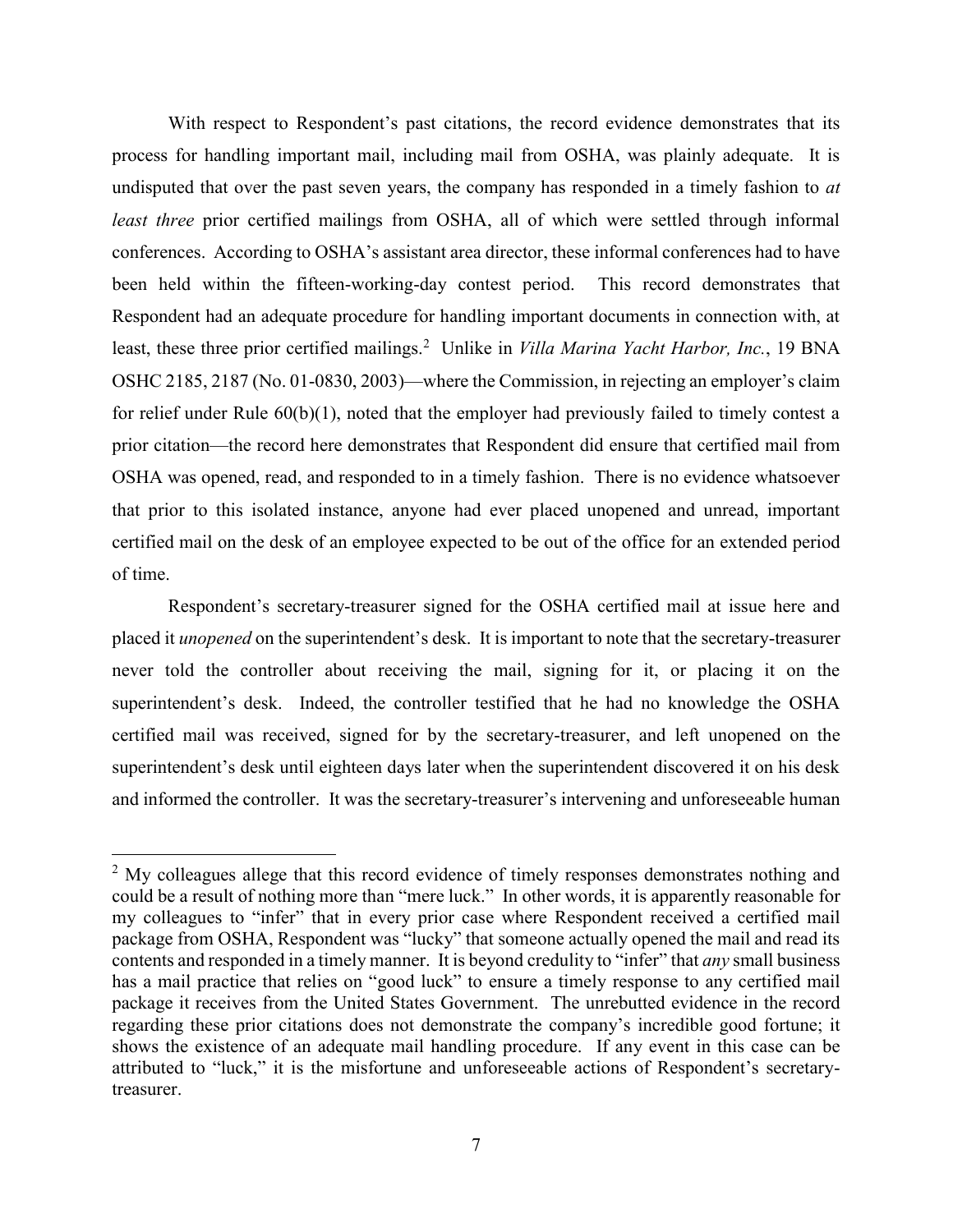With respect to Respondent's past citations, the record evidence demonstrates that its process for handling important mail, including mail from OSHA, was plainly adequate. It is undisputed that over the past seven years, the company has responded in a timely fashion to *at least three* prior certified mailings from OSHA, all of which were settled through informal conferences. According to OSHA's assistant area director, these informal conferences had to have been held within the fifteen-working-day contest period. This record demonstrates that Respondent had an adequate procedure for handling important documents in connection with, at least, these three prior certified mailings.[2] Unlike in *Villa Marina Yacht Harbor, Inc.*, 19 BNA OSHC 2185, 2187 (No. 01-0830, 2003)—where the Commission, in rejecting an employer's claim for relief under Rule 60(b)(1), noted that the employer had previously failed to timely contest a prior citation—the record here demonstrates that Respondent did ensure that certified mail from OSHA was opened, read, and responded to in a timely fashion. There is no evidence whatsoever that prior to this isolated instance, anyone had ever placed unopened and unread, important certified mail on the desk of an employee expected to be out of the office for an extended period of time.

Respondent's secretary-treasurer signed for the OSHA certified mail at issue here and placed it *unopened* on the superintendent's desk. It is important to note that the secretary-treasurer never told the controller about receiving the mail, signing for it, or placing it on the superintendent's desk. Indeed, the controller testified that he had no knowledge the OSHA certified mail was received, signed for by the secretary-treasurer, and left unopened on the superintendent's desk until eighteen days later when the superintendent discovered it on his desk and informed the controller. It was the secretary-treasurer's intervening and unforeseeable human

---

[2] My colleagues allege that this record evidence of timely responses demonstrates nothing and could be a result of nothing more than "mere luck." In other words, it is apparently reasonable for my colleagues to "infer" that in every prior case where Respondent received a certified mail package from OSHA, Respondent was "lucky" that someone actually opened the mail and read its contents and responded in a timely manner. It is beyond credulity to "infer" that *any* small business has a mail practice that relies on "good luck" to ensure a timely response to any certified mail package it receives from the United States Government. The unrebutted evidence in the record regarding these prior citations does not demonstrate the company's incredible good fortune; it shows the existence of an adequate mail handling procedure. If any event in this case can be attributed to "luck," it is the misfortune and unforeseeable actions of Respondent's secretary-treasurer.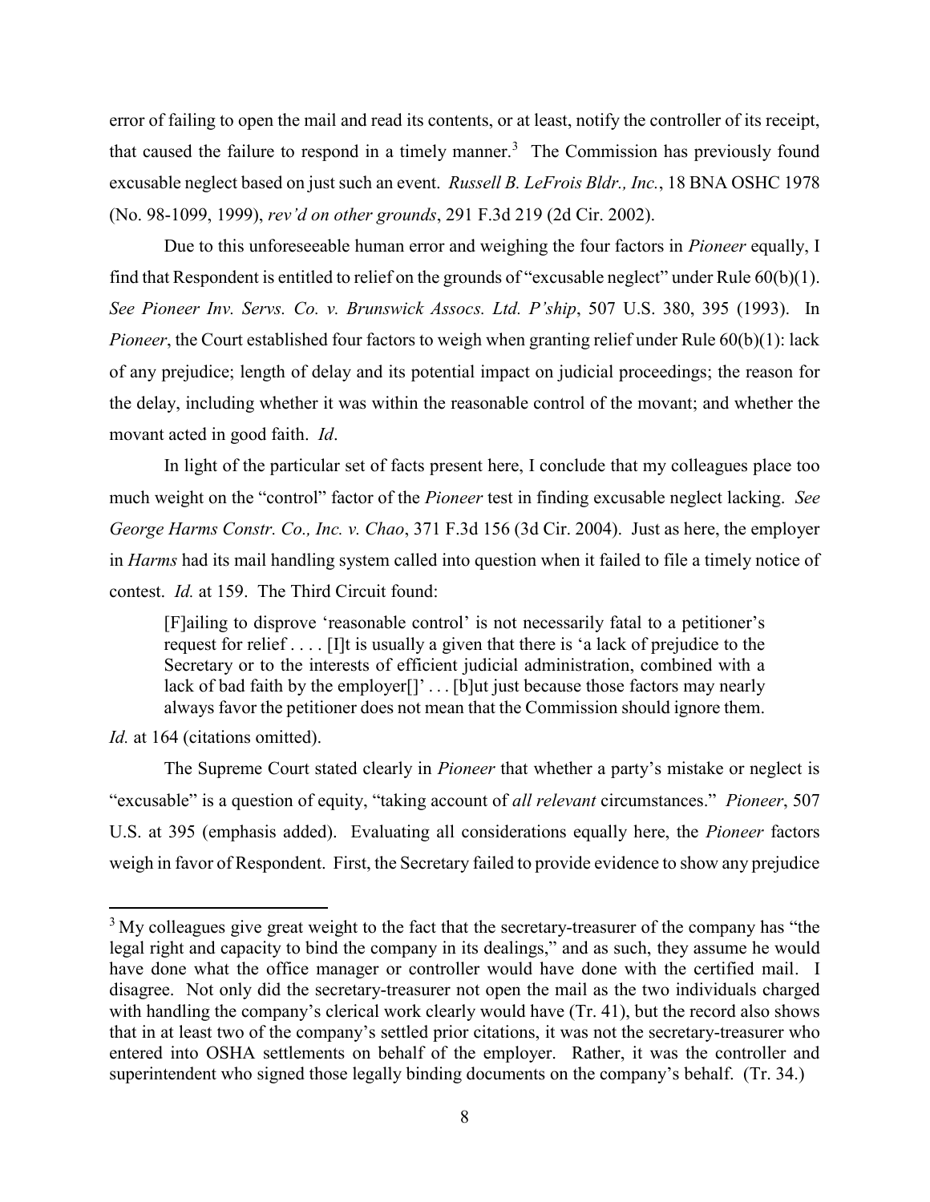error of failing to open the mail and read its contents, or at least, notify the controller of its receipt, that caused the failure to respond in a timely manner.[3] The Commission has previously found excusable neglect based on just such an event. *Russell B. LeFrois Bldr., Inc.*, 18 BNA OSHC 1978 (No. 98-1099, 1999), *rev'd on other grounds*, 291 F.3d 219 (2d Cir. 2002).

Due to this unforeseeable human error and weighing the four factors in *Pioneer* equally, I find that Respondent is entitled to relief on the grounds of "excusable neglect" under Rule 60(b)(1). *See Pioneer Inv. Servs. Co. v. Brunswick Assocs. Ltd. P'ship*, 507 U.S. 380, 395 (1993). In *Pioneer*, the Court established four factors to weigh when granting relief under Rule 60(b)(1): lack of any prejudice; length of delay and its potential impact on judicial proceedings; the reason for the delay, including whether it was within the reasonable control of the movant; and whether the movant acted in good faith. *Id*.

In light of the particular set of facts present here, I conclude that my colleagues place too much weight on the "control" factor of the *Pioneer* test in finding excusable neglect lacking. *See George Harms Constr. Co., Inc. v. Chao*, 371 F.3d 156 (3d Cir. 2004). Just as here, the employer in *Harms* had its mail handling system called into question when it failed to file a timely notice of contest. *Id.* at 159. The Third Circuit found:

> [F]ailing to disprove 'reasonable control' is not necessarily fatal to a petitioner's request for relief . . . . [I]t is usually a given that there is 'a lack of prejudice to the Secretary or to the interests of efficient judicial administration, combined with a lack of bad faith by the employer[]' . . . [b]ut just because those factors may nearly always favor the petitioner does not mean that the Commission should ignore them.

*Id.* at 164 (citations omitted).

The Supreme Court stated clearly in *Pioneer* that whether a party's mistake or neglect is "excusable" is a question of equity, "taking account of *all relevant* circumstances." *Pioneer*, 507 U.S. at 395 (emphasis added). Evaluating all considerations equally here, the *Pioneer* factors weigh in favor of Respondent. First, the Secretary failed to provide evidence to show any prejudice

---

[3] My colleagues give great weight to the fact that the secretary-treasurer of the company has "the legal right and capacity to bind the company in its dealings," and as such, they assume he would have done what the office manager or controller would have done with the certified mail. I disagree. Not only did the secretary-treasurer not open the mail as the two individuals charged with handling the company's clerical work clearly would have (Tr. 41), but the record also shows that in at least two of the company's settled prior citations, it was not the secretary-treasurer who entered into OSHA settlements on behalf of the employer. Rather, it was the controller and superintendent who signed those legally binding documents on the company's behalf. (Tr. 34.)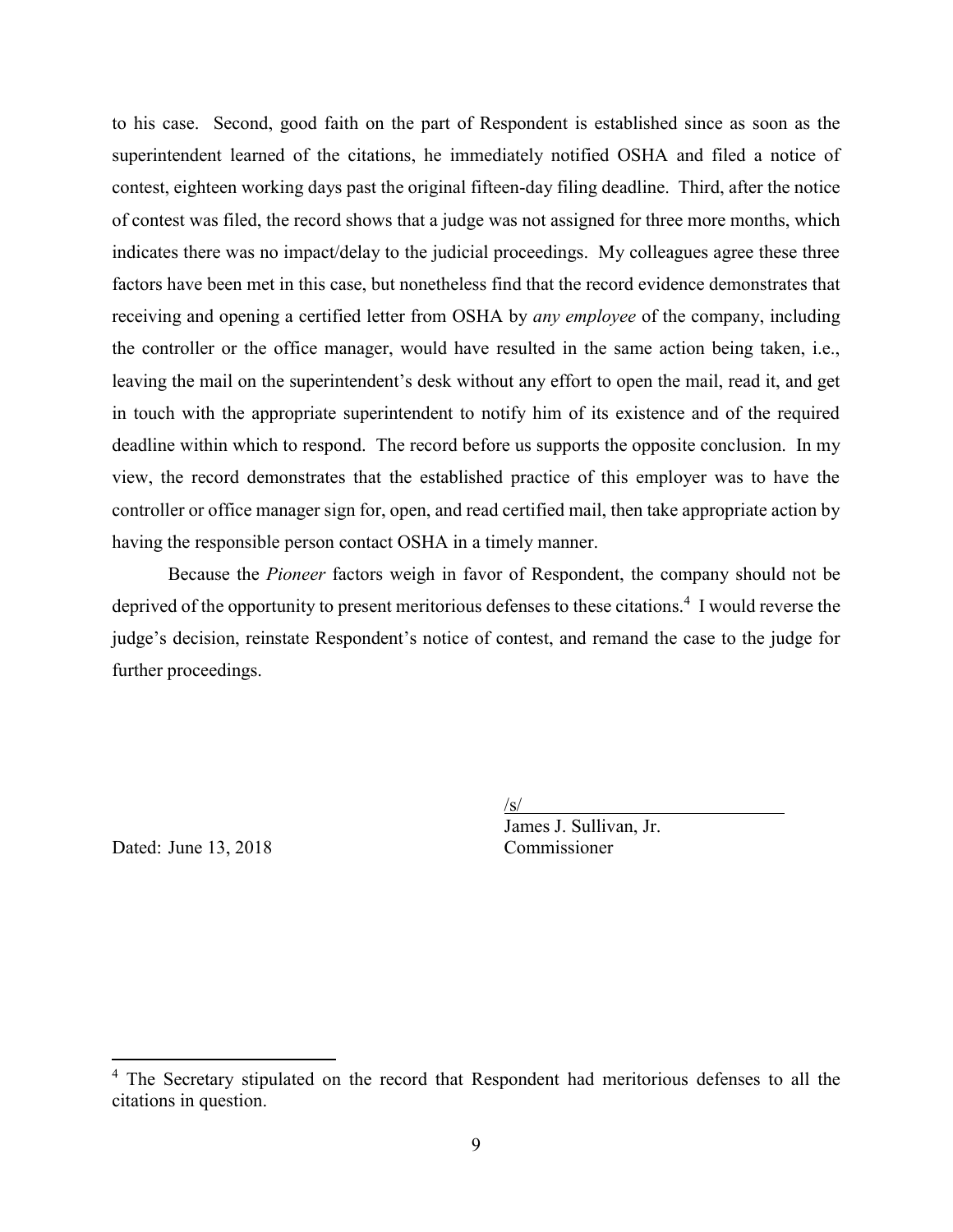to his case. Second, good faith on the part of Respondent is established since as soon as the superintendent learned of the citations, he immediately notified OSHA and filed a notice of contest, eighteen working days past the original fifteen-day filing deadline. Third, after the notice of contest was filed, the record shows that a judge was not assigned for three more months, which indicates there was no impact/delay to the judicial proceedings. My colleagues agree these three factors have been met in this case, but nonetheless find that the record evidence demonstrates that receiving and opening a certified letter from OSHA by *any employee* of the company, including the controller or the office manager, would have resulted in the same action being taken, i.e., leaving the mail on the superintendent's desk without any effort to open the mail, read it, and get in touch with the appropriate superintendent to notify him of its existence and of the required deadline within which to respond. The record before us supports the opposite conclusion. In my view, the record demonstrates that the established practice of this employer was to have the controller or office manager sign for, open, and read certified mail, then take appropriate action by having the responsible person contact OSHA in a timely manner.

Because the *Pioneer* factors weigh in favor of Respondent, the company should not be deprived of the opportunity to present meritorious defenses to these citations.[4] I would reverse the judge's decision, reinstate Respondent's notice of contest, and remand the case to the judge for further proceedings.

/s/
James J. Sullivan, Jr.
Commissioner

Dated: June 13, 2018

[4] The Secretary stipulated on the record that Respondent had meritorious defenses to all the citations in question.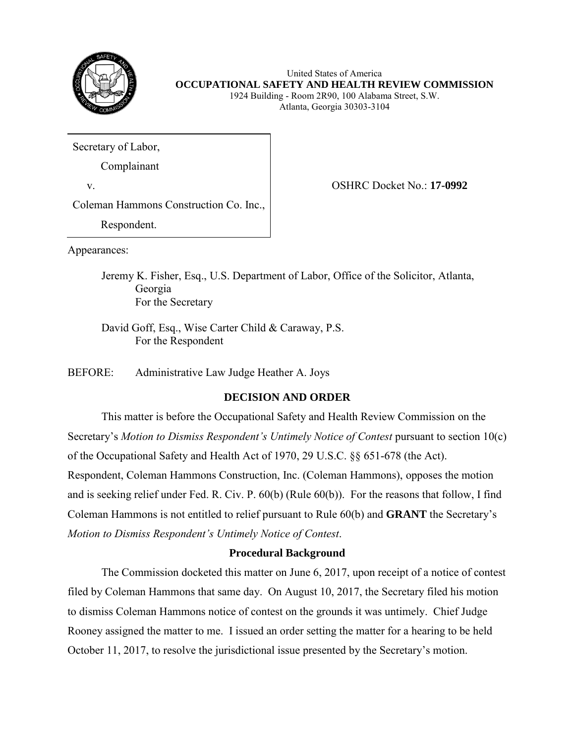United States of America
**OCCUPATIONAL SAFETY AND HEALTH REVIEW COMMISSION**
1924 Building - Room 2R90, 100 Alabama Street, S.W.
Atlanta, Georgia 30303-3104

| | |
|---|---|
| Secretary of Labor,<br>Complainant<br>v.<br>Coleman Hammons Construction Co. Inc.,<br>Respondent. | OSHRC Docket No.: **17-0992** |

Appearances:

Jeremy K. Fisher, Esq., U.S. Department of Labor, Office of the Solicitor, Atlanta, Georgia
For the Secretary

David Goff, Esq., Wise Carter Child & Caraway, P.S.
For the Respondent

BEFORE: Administrative Law Judge Heather A. Joys

## DECISION AND ORDER

This matter is before the Occupational Safety and Health Review Commission on the Secretary's *Motion to Dismiss Respondent's Untimely Notice of Contest* pursuant to section 10(c) of the Occupational Safety and Health Act of 1970, 29 U.S.C. §§ 651-678 (the Act). Respondent, Coleman Hammons Construction, Inc. (Coleman Hammons), opposes the motion and is seeking relief under Fed. R. Civ. P. 60(b) (Rule 60(b)). For the reasons that follow, I find Coleman Hammons is not entitled to relief pursuant to Rule 60(b) and **GRANT** the Secretary's *Motion to Dismiss Respondent's Untimely Notice of Contest*.

### Procedural Background

The Commission docketed this matter on June 6, 2017, upon receipt of a notice of contest filed by Coleman Hammons that same day. On August 10, 2017, the Secretary filed his motion to dismiss Coleman Hammons notice of contest on the grounds it was untimely. Chief Judge Rooney assigned the matter to me. I issued an order setting the matter for a hearing to be held October 11, 2017, to resolve the jurisdictional issue presented by the Secretary's motion.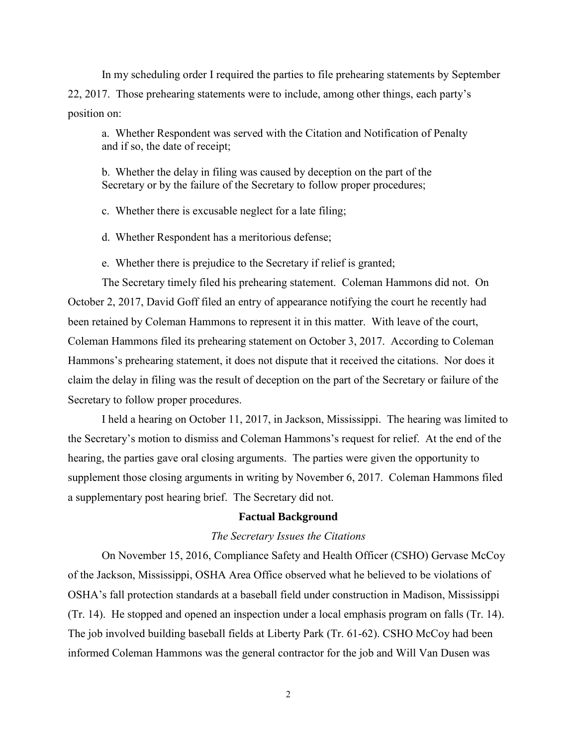In my scheduling order I required the parties to file prehearing statements by September 22, 2017. Those prehearing statements were to include, among other things, each party's position on:

a. Whether Respondent was served with the Citation and Notification of Penalty and if so, the date of receipt;

b. Whether the delay in filing was caused by deception on the part of the Secretary or by the failure of the Secretary to follow proper procedures;

c. Whether there is excusable neglect for a late filing;

d. Whether Respondent has a meritorious defense;

e. Whether there is prejudice to the Secretary if relief is granted;

The Secretary timely filed his prehearing statement. Coleman Hammons did not. On October 2, 2017, David Goff filed an entry of appearance notifying the court he recently had been retained by Coleman Hammons to represent it in this matter. With leave of the court, Coleman Hammons filed its prehearing statement on October 3, 2017. According to Coleman Hammons's prehearing statement, it does not dispute that it received the citations. Nor does it claim the delay in filing was the result of deception on the part of the Secretary or failure of the Secretary to follow proper procedures.

I held a hearing on October 11, 2017, in Jackson, Mississippi. The hearing was limited to the Secretary's motion to dismiss and Coleman Hammons's request for relief. At the end of the hearing, the parties gave oral closing arguments. The parties were given the opportunity to supplement those closing arguments in writing by November 6, 2017. Coleman Hammons filed a supplementary post hearing brief. The Secretary did not.

## Factual Background

### *The Secretary Issues the Citations*

On November 15, 2016, Compliance Safety and Health Officer (CSHO) Gervase McCoy of the Jackson, Mississippi, OSHA Area Office observed what he believed to be violations of OSHA's fall protection standards at a baseball field under construction in Madison, Mississippi (Tr. 14). He stopped and opened an inspection under a local emphasis program on falls (Tr. 14). The job involved building baseball fields at Liberty Park (Tr. 61-62). CSHO McCoy had been informed Coleman Hammons was the general contractor for the job and Will Van Dusen was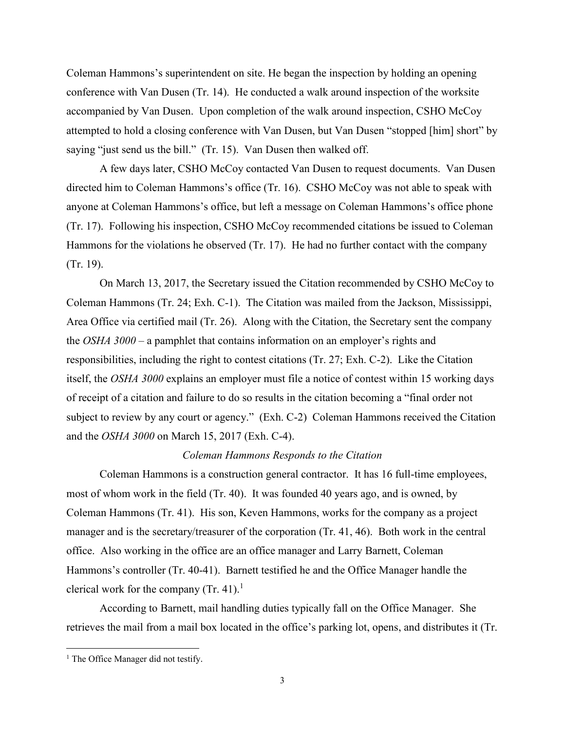Coleman Hammons's superintendent on site. He began the inspection by holding an opening conference with Van Dusen (Tr. 14). He conducted a walk around inspection of the worksite accompanied by Van Dusen. Upon completion of the walk around inspection, CSHO McCoy attempted to hold a closing conference with Van Dusen, but Van Dusen "stopped [him] short" by saying "just send us the bill." (Tr. 15). Van Dusen then walked off.

A few days later, CSHO McCoy contacted Van Dusen to request documents. Van Dusen directed him to Coleman Hammons's office (Tr. 16). CSHO McCoy was not able to speak with anyone at Coleman Hammons's office, but left a message on Coleman Hammons's office phone (Tr. 17). Following his inspection, CSHO McCoy recommended citations be issued to Coleman Hammons for the violations he observed (Tr. 17). He had no further contact with the company (Tr. 19).

On March 13, 2017, the Secretary issued the Citation recommended by CSHO McCoy to Coleman Hammons (Tr. 24; Exh. C-1). The Citation was mailed from the Jackson, Mississippi, Area Office via certified mail (Tr. 26). Along with the Citation, the Secretary sent the company the *OSHA 3000* – a pamphlet that contains information on an employer's rights and responsibilities, including the right to contest citations (Tr. 27; Exh. C-2). Like the Citation itself, the *OSHA 3000* explains an employer must file a notice of contest within 15 working days of receipt of a citation and failure to do so results in the citation becoming a "final order not subject to review by any court or agency." (Exh. C-2) Coleman Hammons received the Citation and the *OSHA 3000* on March 15, 2017 (Exh. C-4).

*Coleman Hammons Responds to the Citation*

Coleman Hammons is a construction general contractor. It has 16 full-time employees, most of whom work in the field (Tr. 40). It was founded 40 years ago, and is owned, by Coleman Hammons (Tr. 41). His son, Keven Hammons, works for the company as a project manager and is the secretary/treasurer of the corporation (Tr. 41, 46). Both work in the central office. Also working in the office are an office manager and Larry Barnett, Coleman Hammons's controller (Tr. 40-41). Barnett testified he and the Office Manager handle the clerical work for the company (Tr. 41).[1]

According to Barnett, mail handling duties typically fall on the Office Manager. She retrieves the mail from a mail box located in the office's parking lot, opens, and distributes it (Tr.

[1] The Office Manager did not testify.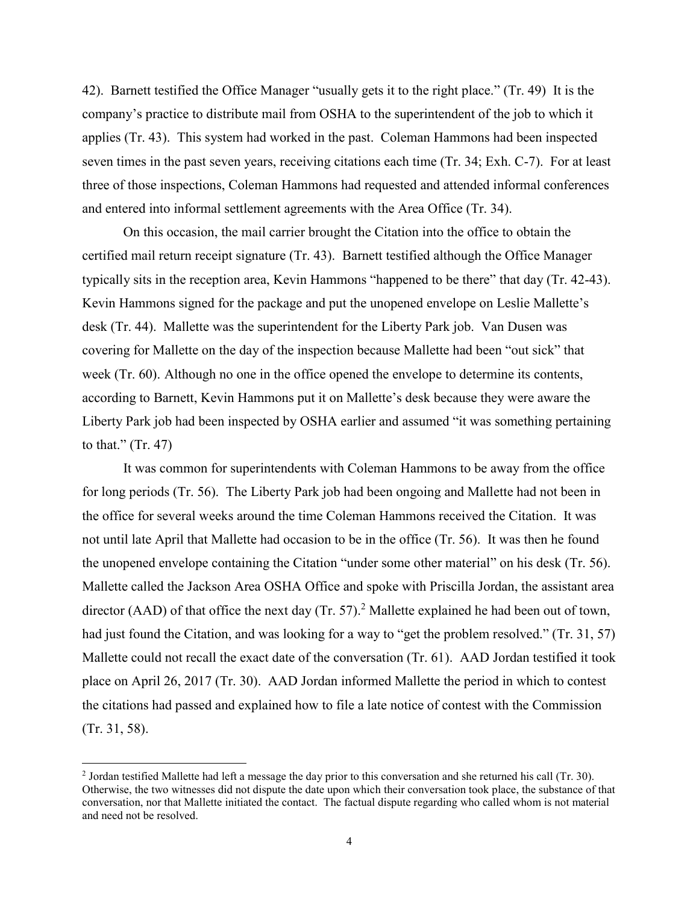42). Barnett testified the Office Manager "usually gets it to the right place." (Tr. 49) It is the company's practice to distribute mail from OSHA to the superintendent of the job to which it applies (Tr. 43). This system had worked in the past. Coleman Hammons had been inspected seven times in the past seven years, receiving citations each time (Tr. 34; Exh. C-7). For at least three of those inspections, Coleman Hammons had requested and attended informal conferences and entered into informal settlement agreements with the Area Office (Tr. 34).

On this occasion, the mail carrier brought the Citation into the office to obtain the certified mail return receipt signature (Tr. 43). Barnett testified although the Office Manager typically sits in the reception area, Kevin Hammons "happened to be there" that day (Tr. 42-43). Kevin Hammons signed for the package and put the unopened envelope on Leslie Mallette's desk (Tr. 44). Mallette was the superintendent for the Liberty Park job. Van Dusen was covering for Mallette on the day of the inspection because Mallette had been "out sick" that week (Tr. 60). Although no one in the office opened the envelope to determine its contents, according to Barnett, Kevin Hammons put it on Mallette's desk because they were aware the Liberty Park job had been inspected by OSHA earlier and assumed "it was something pertaining to that." (Tr. 47)

It was common for superintendents with Coleman Hammons to be away from the office for long periods (Tr. 56). The Liberty Park job had been ongoing and Mallette had not been in the office for several weeks around the time Coleman Hammons received the Citation. It was not until late April that Mallette had occasion to be in the office (Tr. 56). It was then he found the unopened envelope containing the Citation "under some other material" on his desk (Tr. 56). Mallette called the Jackson Area OSHA Office and spoke with Priscilla Jordan, the assistant area director (AAD) of that office the next day (Tr. 57).[2] Mallette explained he had been out of town, had just found the Citation, and was looking for a way to "get the problem resolved." (Tr. 31, 57) Mallette could not recall the exact date of the conversation (Tr. 61). AAD Jordan testified it took place on April 26, 2017 (Tr. 30). AAD Jordan informed Mallette the period in which to contest the citations had passed and explained how to file a late notice of contest with the Commission (Tr. 31, 58).

---

[2] Jordan testified Mallette had left a message the day prior to this conversation and she returned his call (Tr. 30). Otherwise, the two witnesses did not dispute the date upon which their conversation took place, the substance of that conversation, nor that Mallette initiated the contact. The factual dispute regarding who called whom is not material and need not be resolved.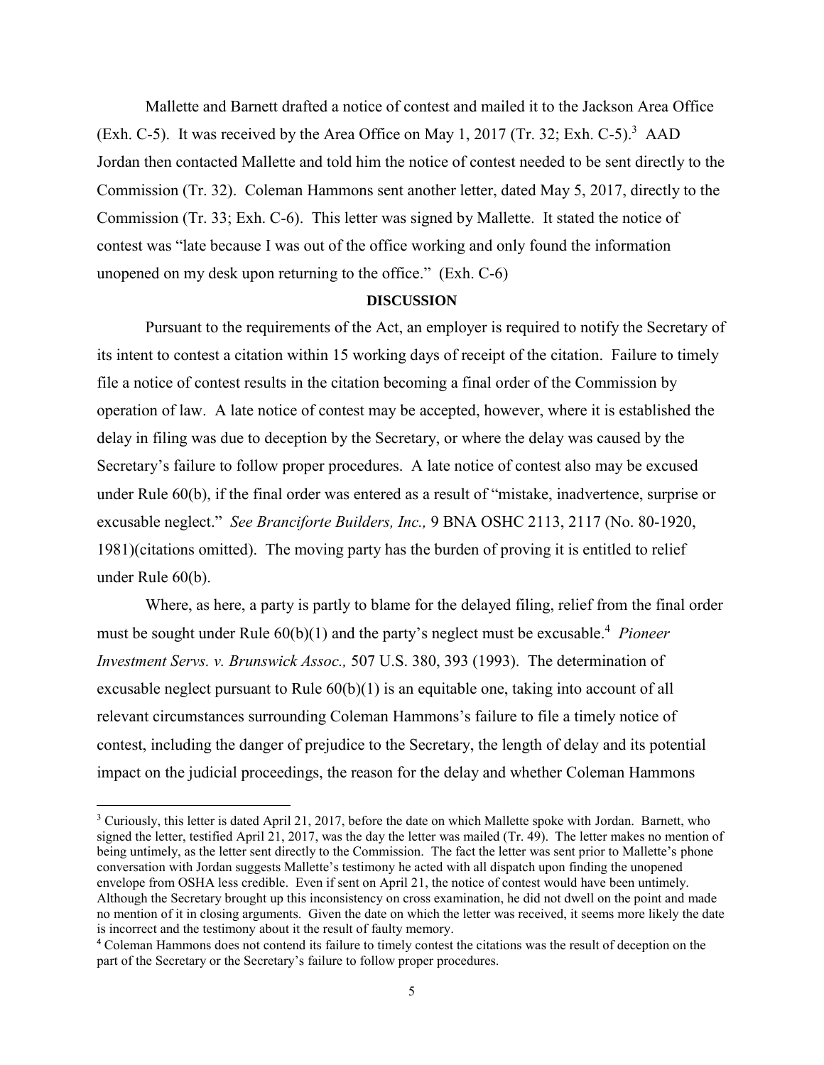Mallette and Barnett drafted a notice of contest and mailed it to the Jackson Area Office (Exh. C-5). It was received by the Area Office on May 1, 2017 (Tr. 32; Exh. C-5).[3] AAD Jordan then contacted Mallette and told him the notice of contest needed to be sent directly to the Commission (Tr. 32). Coleman Hammons sent another letter, dated May 5, 2017, directly to the Commission (Tr. 33; Exh. C-6). This letter was signed by Mallette. It stated the notice of contest was "late because I was out of the office working and only found the information unopened on my desk upon returning to the office." (Exh. C-6)

**DISCUSSION**

Pursuant to the requirements of the Act, an employer is required to notify the Secretary of its intent to contest a citation within 15 working days of receipt of the citation. Failure to timely file a notice of contest results in the citation becoming a final order of the Commission by operation of law. A late notice of contest may be accepted, however, where it is established the delay in filing was due to deception by the Secretary, or where the delay was caused by the Secretary's failure to follow proper procedures. A late notice of contest also may be excused under Rule 60(b), if the final order was entered as a result of "mistake, inadvertence, surprise or excusable neglect." *See Branciforte Builders, Inc.,* 9 BNA OSHC 2113, 2117 (No. 80-1920, 1981)(citations omitted). The moving party has the burden of proving it is entitled to relief under Rule 60(b).

Where, as here, a party is partly to blame for the delayed filing, relief from the final order must be sought under Rule 60(b)(1) and the party's neglect must be excusable.[4] *Pioneer Investment Servs. v. Brunswick Assoc.,* 507 U.S. 380, 393 (1993). The determination of excusable neglect pursuant to Rule 60(b)(1) is an equitable one, taking into account of all relevant circumstances surrounding Coleman Hammons's failure to file a timely notice of contest, including the danger of prejudice to the Secretary, the length of delay and its potential impact on the judicial proceedings, the reason for the delay and whether Coleman Hammons

---

[3] Curiously, this letter is dated April 21, 2017, before the date on which Mallette spoke with Jordan. Barnett, who signed the letter, testified April 21, 2017, was the day the letter was mailed (Tr. 49). The letter makes no mention of being untimely, as the letter sent directly to the Commission. The fact the letter was sent prior to Mallette's phone conversation with Jordan suggests Mallette's testimony he acted with all dispatch upon finding the unopened envelope from OSHA less credible. Even if sent on April 21, the notice of contest would have been untimely. Although the Secretary brought up this inconsistency on cross examination, he did not dwell on the point and made no mention of it in closing arguments. Given the date on which the letter was received, it seems more likely the date is incorrect and the testimony about it the result of faulty memory.

[4] Coleman Hammons does not contend its failure to timely contest the citations was the result of deception on the part of the Secretary or the Secretary's failure to follow proper procedures.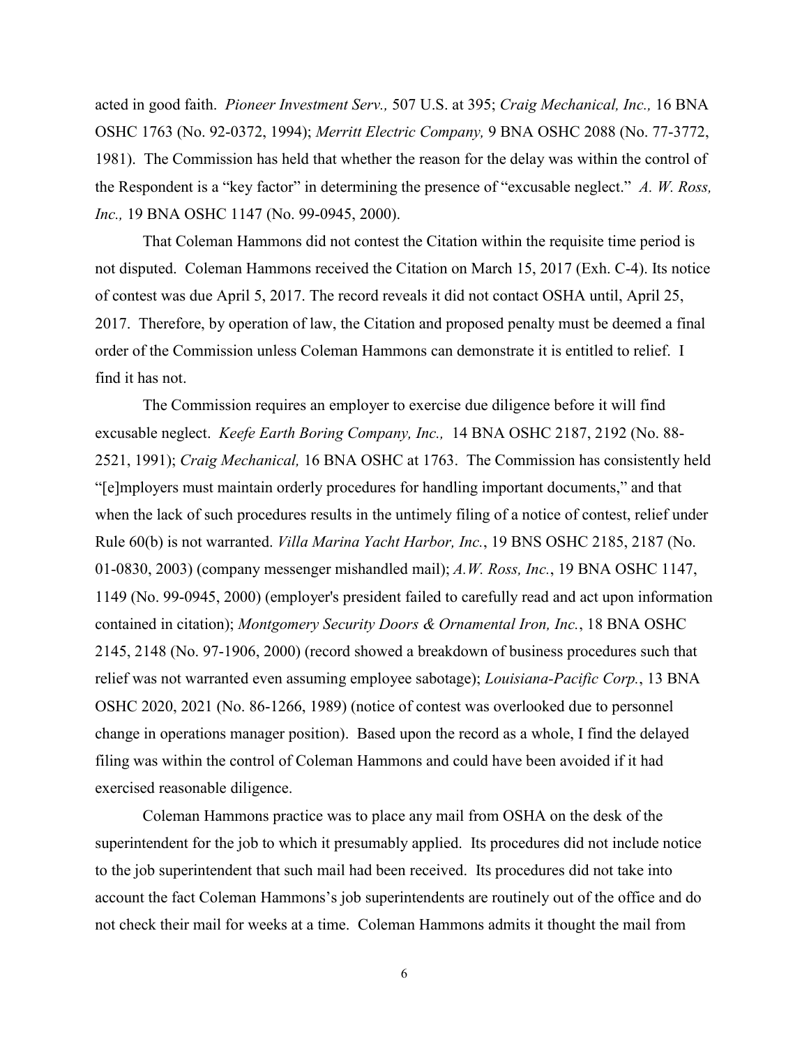acted in good faith. *Pioneer Investment Serv.,* 507 U.S. at 395; *Craig Mechanical, Inc.,* 16 BNA OSHC 1763 (No. 92-0372, 1994); *Merritt Electric Company,* 9 BNA OSHC 2088 (No. 77-3772, 1981). The Commission has held that whether the reason for the delay was within the control of the Respondent is a "key factor" in determining the presence of "excusable neglect." *A. W. Ross, Inc.,* 19 BNA OSHC 1147 (No. 99-0945, 2000).

That Coleman Hammons did not contest the Citation within the requisite time period is not disputed. Coleman Hammons received the Citation on March 15, 2017 (Exh. C-4). Its notice of contest was due April 5, 2017. The record reveals it did not contact OSHA until, April 25, 2017. Therefore, by operation of law, the Citation and proposed penalty must be deemed a final order of the Commission unless Coleman Hammons can demonstrate it is entitled to relief. I find it has not.

The Commission requires an employer to exercise due diligence before it will find excusable neglect. *Keefe Earth Boring Company, Inc.,* 14 BNA OSHC 2187, 2192 (No. 88-2521, 1991); *Craig Mechanical,* 16 BNA OSHC at 1763. The Commission has consistently held "[e]mployers must maintain orderly procedures for handling important documents," and that when the lack of such procedures results in the untimely filing of a notice of contest, relief under Rule 60(b) is not warranted. *Villa Marina Yacht Harbor, Inc.*, 19 BNS OSHC 2185, 2187 (No. 01-0830, 2003) (company messenger mishandled mail); *A.W. Ross, Inc.*, 19 BNA OSHC 1147, 1149 (No. 99-0945, 2000) (employer's president failed to carefully read and act upon information contained in citation); *Montgomery Security Doors & Ornamental Iron, Inc.*, 18 BNA OSHC 2145, 2148 (No. 97-1906, 2000) (record showed a breakdown of business procedures such that relief was not warranted even assuming employee sabotage); *Louisiana-Pacific Corp.*, 13 BNA OSHC 2020, 2021 (No. 86-1266, 1989) (notice of contest was overlooked due to personnel change in operations manager position). Based upon the record as a whole, I find the delayed filing was within the control of Coleman Hammons and could have been avoided if it had exercised reasonable diligence.

Coleman Hammons practice was to place any mail from OSHA on the desk of the superintendent for the job to which it presumably applied. Its procedures did not include notice to the job superintendent that such mail had been received. Its procedures did not take into account the fact Coleman Hammons's job superintendents are routinely out of the office and do not check their mail for weeks at a time. Coleman Hammons admits it thought the mail from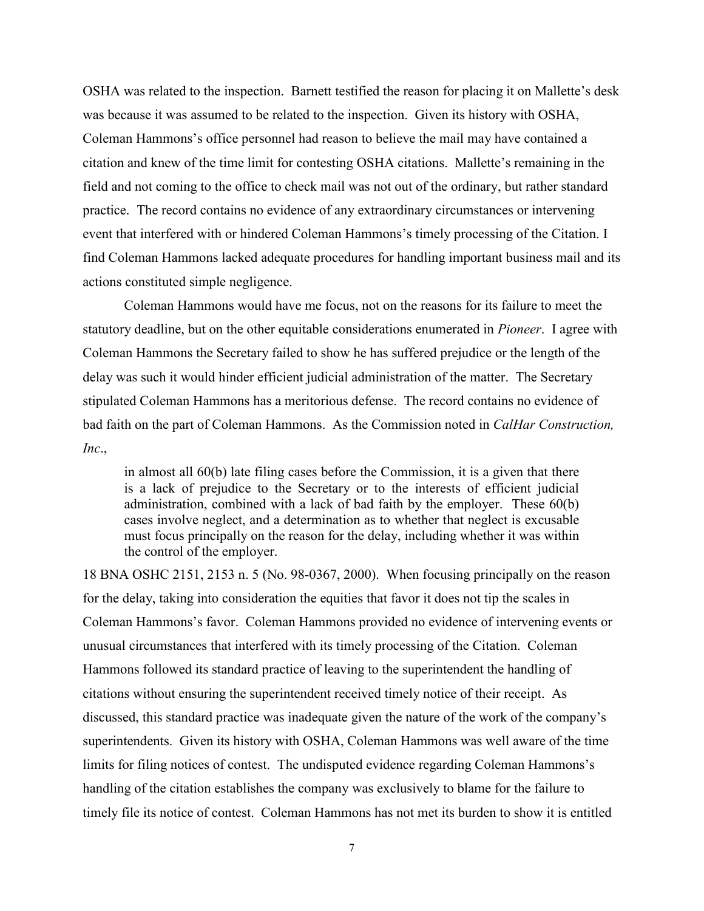OSHA was related to the inspection. Barnett testified the reason for placing it on Mallette's desk was because it was assumed to be related to the inspection. Given its history with OSHA, Coleman Hammons's office personnel had reason to believe the mail may have contained a citation and knew of the time limit for contesting OSHA citations. Mallette's remaining in the field and not coming to the office to check mail was not out of the ordinary, but rather standard practice. The record contains no evidence of any extraordinary circumstances or intervening event that interfered with or hindered Coleman Hammons's timely processing of the Citation. I find Coleman Hammons lacked adequate procedures for handling important business mail and its actions constituted simple negligence.

Coleman Hammons would have me focus, not on the reasons for its failure to meet the statutory deadline, but on the other equitable considerations enumerated in *Pioneer*. I agree with Coleman Hammons the Secretary failed to show he has suffered prejudice or the length of the delay was such it would hinder efficient judicial administration of the matter. The Secretary stipulated Coleman Hammons has a meritorious defense. The record contains no evidence of bad faith on the part of Coleman Hammons. As the Commission noted in *CalHar Construction, Inc*.,

> in almost all 60(b) late filing cases before the Commission, it is a given that there is a lack of prejudice to the Secretary or to the interests of efficient judicial administration, combined with a lack of bad faith by the employer. These 60(b) cases involve neglect, and a determination as to whether that neglect is excusable must focus principally on the reason for the delay, including whether it was within the control of the employer.

18 BNA OSHC 2151, 2153 n. 5 (No. 98-0367, 2000). When focusing principally on the reason for the delay, taking into consideration the equities that favor it does not tip the scales in Coleman Hammons's favor. Coleman Hammons provided no evidence of intervening events or unusual circumstances that interfered with its timely processing of the Citation. Coleman Hammons followed its standard practice of leaving to the superintendent the handling of citations without ensuring the superintendent received timely notice of their receipt. As discussed, this standard practice was inadequate given the nature of the work of the company's superintendents. Given its history with OSHA, Coleman Hammons was well aware of the time limits for filing notices of contest. The undisputed evidence regarding Coleman Hammons's handling of the citation establishes the company was exclusively to blame for the failure to timely file its notice of contest. Coleman Hammons has not met its burden to show it is entitled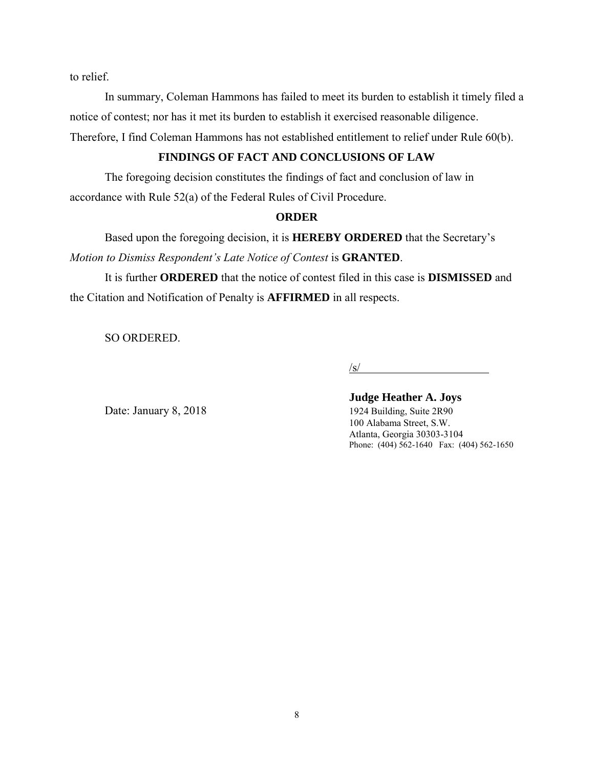to relief.

In summary, Coleman Hammons has failed to meet its burden to establish it timely filed a notice of contest; nor has it met its burden to establish it exercised reasonable diligence. Therefore, I find Coleman Hammons has not established entitlement to relief under Rule 60(b).

## FINDINGS OF FACT AND CONCLUSIONS OF LAW

The foregoing decision constitutes the findings of fact and conclusion of law in accordance with Rule 52(a) of the Federal Rules of Civil Procedure.

## ORDER

Based upon the foregoing decision, it is **HEREBY ORDERED** that the Secretary's *Motion to Dismiss Respondent's Late Notice of Contest* is **GRANTED**.

It is further **ORDERED** that the notice of contest filed in this case is **DISMISSED** and the Citation and Notification of Penalty is **AFFIRMED** in all respects.

SO ORDERED.

/s/

**Judge Heather A. Joys**
1924 Building, Suite 2R90
100 Alabama Street, S.W.
Atlanta, Georgia 30303-3104
Phone: (404) 562-1640 Fax: (404) 562-1650

Date: January 8, 2018